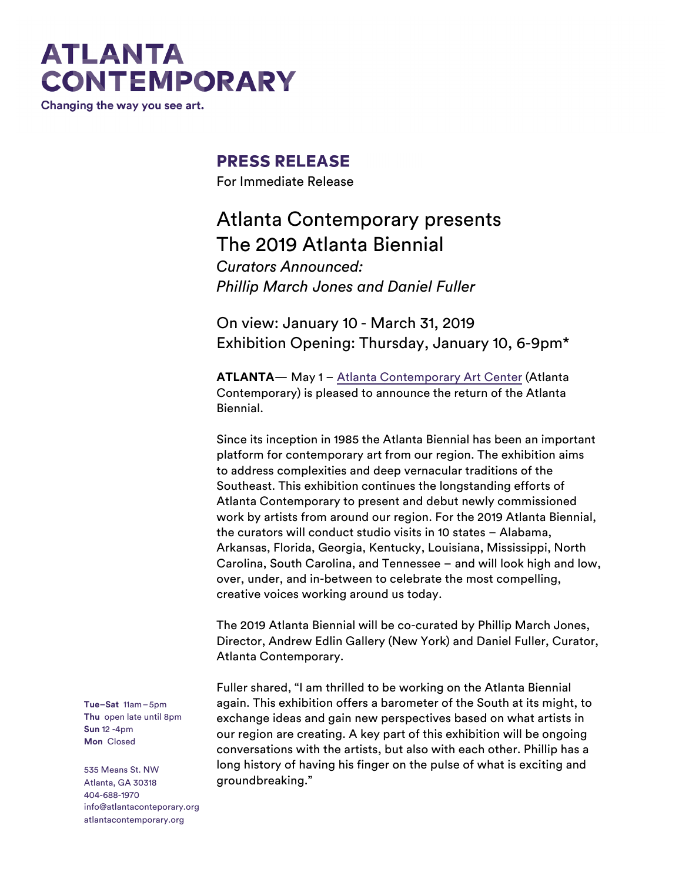# ATLANTA CONTEMPORARY

Changing the way you see art.

## PRESS RELEASE

For Immediate Release

## Atlanta Contemporary presents The 2019 Atlanta Biennial

*Curators Announced:*
*Phillip March Jones and Daniel Fuller*

On view: January 10 - March 31, 2019
Exhibition Opening: Thursday, January 10, 6-9pm*

**ATLANTA**— May 1 – Atlanta Contemporary Art Center (Atlanta Contemporary) is pleased to announce the return of the Atlanta Biennial.

Since its inception in 1985 the Atlanta Biennial has been an important platform for contemporary art from our region. The exhibition aims to address complexities and deep vernacular traditions of the Southeast. This exhibition continues the longstanding efforts of Atlanta Contemporary to present and debut newly commissioned work by artists from around our region. For the 2019 Atlanta Biennial, the curators will conduct studio visits in 10 states – Alabama, Arkansas, Florida, Georgia, Kentucky, Louisiana, Mississippi, North Carolina, South Carolina, and Tennessee – and will look high and low, over, under, and in-between to celebrate the most compelling, creative voices working around us today.

The 2019 Atlanta Biennial will be co-curated by Phillip March Jones, Director, Andrew Edlin Gallery (New York) and Daniel Fuller, Curator, Atlanta Contemporary.

Fuller shared, "I am thrilled to be working on the Atlanta Biennial again. This exhibition offers a barometer of the South at its might, to exchange ideas and gain new perspectives based on what artists in our region are creating. A key part of this exhibition will be ongoing conversations with the artists, but also with each other. Phillip has a long history of having his finger on the pulse of what is exciting and groundbreaking."

**Tue–Sat** 11am – 5pm
**Thu** open late until 8pm
**Sun** 12 -4pm
**Mon** Closed

535 Means St. NW
Atlanta, GA 30318
404-688-1970
info@atlantaconteporary.org
atlantacontemporary.org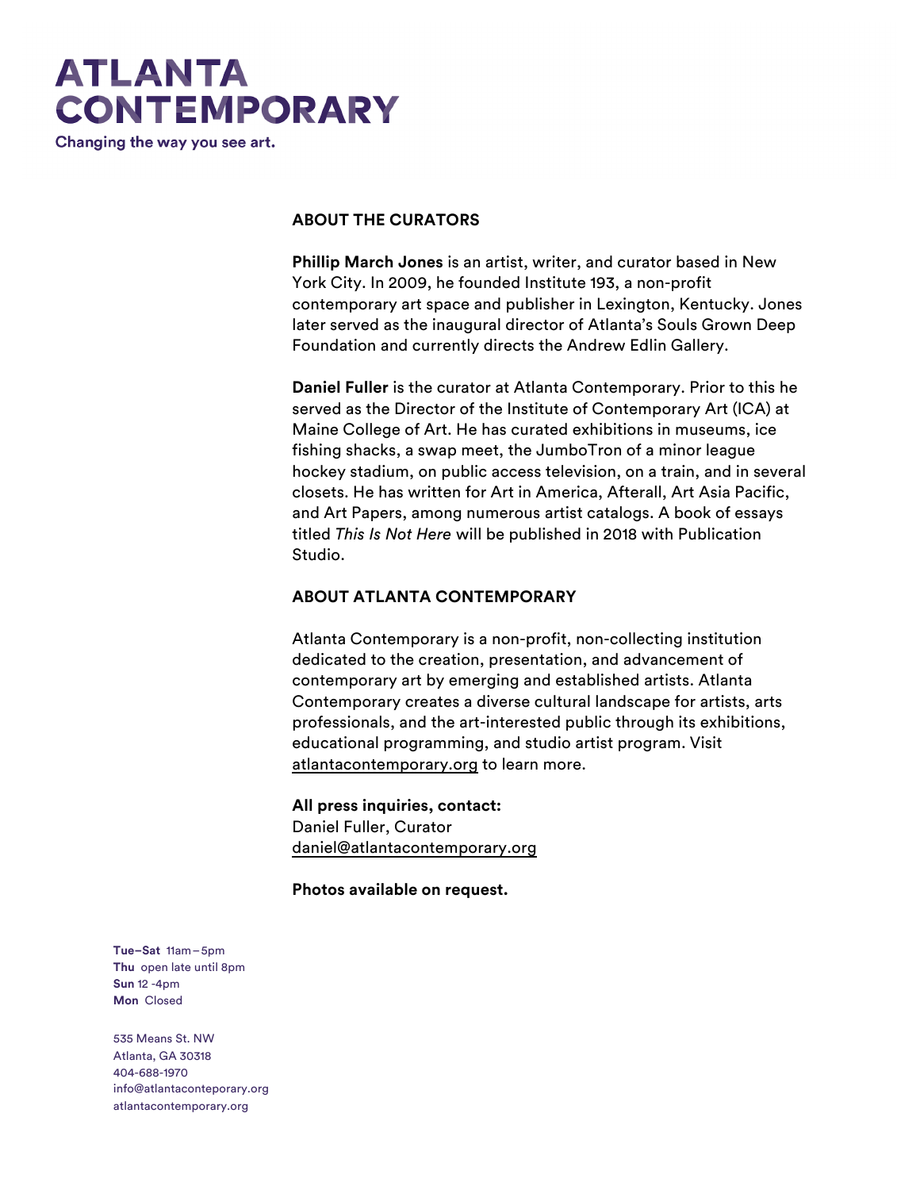**ATLANTA CONTEMPORARY**

Changing the way you see art.

## ABOUT THE CURATORS

**Phillip March Jones** is an artist, writer, and curator based in New York City. In 2009, he founded Institute 193, a non-profit contemporary art space and publisher in Lexington, Kentucky. Jones later served as the inaugural director of Atlanta's Souls Grown Deep Foundation and currently directs the Andrew Edlin Gallery.

**Daniel Fuller** is the curator at Atlanta Contemporary. Prior to this he served as the Director of the Institute of Contemporary Art (ICA) at Maine College of Art. He has curated exhibitions in museums, ice fishing shacks, a swap meet, the JumboTron of a minor league hockey stadium, on public access television, on a train, and in several closets. He has written for Art in America, Afterall, Art Asia Pacific, and Art Papers, among numerous artist catalogs. A book of essays titled *This Is Not Here* will be published in 2018 with Publication Studio.

## ABOUT ATLANTA CONTEMPORARY

Atlanta Contemporary is a non-profit, non-collecting institution dedicated to the creation, presentation, and advancement of contemporary art by emerging and established artists. Atlanta Contemporary creates a diverse cultural landscape for artists, arts professionals, and the art-interested public through its exhibitions, educational programming, and studio artist program. Visit atlantacontemporary.org to learn more.

**All press inquiries, contact:**
Daniel Fuller, Curator
daniel@atlantacontemporary.org

**Photos available on request.**

**Tue–Sat** 11am – 5pm
**Thu** open late until 8pm
**Sun** 12 -4pm
**Mon** Closed

535 Means St. NW
Atlanta, GA 30318
404-688-1970
info@atlantaconteporary.org
atlantacontemporary.org